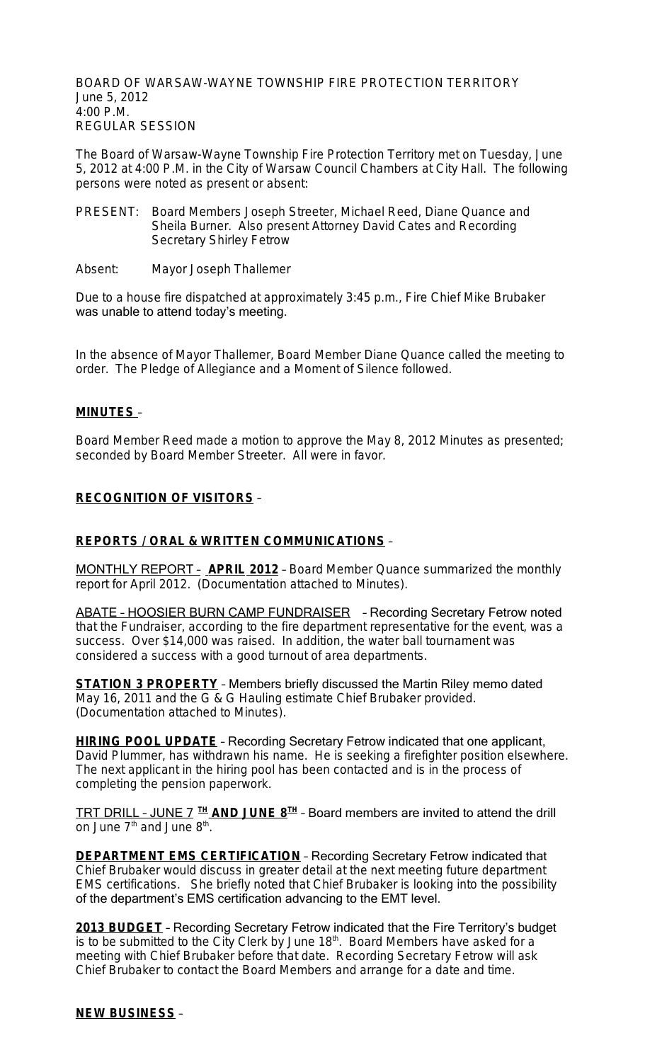BOARD OF WARSAW-WAYNE TOWNSHIP FIRE PROTECTION TERRITORY
June 5, 2012
4:00 P.M.
REGULAR SESSION

The Board of Warsaw-Wayne Township Fire Protection Territory met on Tuesday, June 5, 2012 at 4:00 P.M. in the City of Warsaw Council Chambers at City Hall. The following persons were noted as present or absent:

PRESENT: Board Members Joseph Streeter, Michael Reed, Diane Quance and Sheila Burner. Also present Attorney David Cates and Recording Secretary Shirley Fetrow

Absent: Mayor Joseph Thallemer

Due to a house fire dispatched at approximately 3:45 p.m., Fire Chief Mike Brubaker was unable to attend today's meeting.

In the absence of Mayor Thallemer, Board Member Diane Quance called the meeting to order. The Pledge of Allegiance and a Moment of Silence followed.

**MINUTES** –

Board Member Reed made a motion to approve the May 8, 2012 Minutes as presented; seconded by Board Member Streeter. All were in favor.

**RECOGNITION OF VISITORS** –

**REPORTS / ORAL & WRITTEN COMMUNICATIONS** –

MONTHLY REPORT – **APRIL 2012** – Board Member Quance summarized the monthly report for April 2012. (Documentation attached to Minutes).

ABATE – HOOSIER BURN CAMP FUNDRAISER – Recording Secretary Fetrow noted that the Fundraiser, according to the fire department representative for the event, was a success. Over $14,000 was raised. In addition, the water ball tournament was considered a success with a good turnout of area departments.

**STATION 3 PROPERTY** – Members briefly discussed the Martin Riley memo dated May 16, 2011 and the G & G Hauling estimate Chief Brubaker provided. (Documentation attached to Minutes).

**HIRING POOL UPDATE** – Recording Secretary Fetrow indicated that one applicant, David Plummer, has withdrawn his name. He is seeking a firefighter position elsewhere. The next applicant in the hiring pool has been contacted and is in the process of completing the pension paperwork.

TRT DRILL – JUNE 7 **TH AND JUNE 8TH** – Board members are invited to attend the drill on June 7th and June 8th.

**DEPARTMENT EMS CERTIFICATION** – Recording Secretary Fetrow indicated that Chief Brubaker would discuss in greater detail at the next meeting future department EMS certifications. She briefly noted that Chief Brubaker is looking into the possibility of the department's EMS certification advancing to the EMT level.

**2013 BUDGET** – Recording Secretary Fetrow indicated that the Fire Territory's budget is to be submitted to the City Clerk by June 18th. Board Members have asked for a meeting with Chief Brubaker before that date. Recording Secretary Fetrow will ask Chief Brubaker to contact the Board Members and arrange for a date and time.

**NEW BUSINESS** –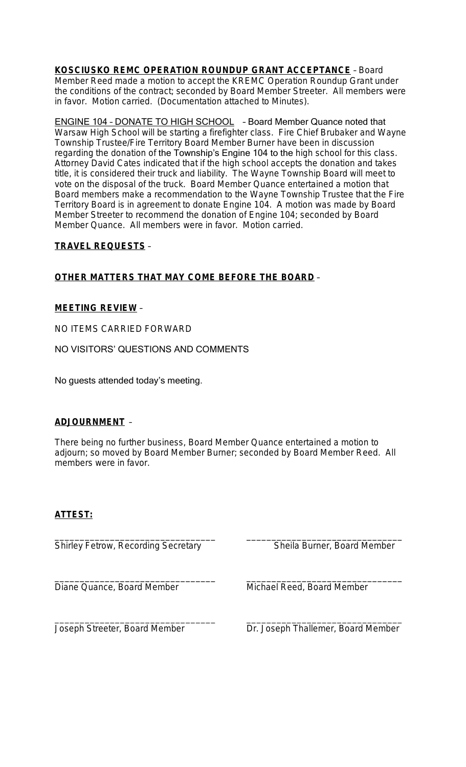**KOSCIUSKO REMC OPERATION ROUNDUP GRANT ACCEPTANCE** – Board Member Reed made a motion to accept the KREMC Operation Roundup Grant under the conditions of the contract; seconded by Board Member Streeter. All members were in favor. Motion carried. (Documentation attached to Minutes).

ENGINE 104 – DONATE TO HIGH SCHOOL – Board Member Quance noted that Warsaw High School will be starting a firefighter class. Fire Chief Brubaker and Wayne Township Trustee/Fire Territory Board Member Burner have been in discussion regarding the donation of the Township's Engine 104 to the high school for this class. Attorney David Cates indicated that if the high school accepts the donation and takes title, it is considered their truck and liability. The Wayne Township Board will meet to vote on the disposal of the truck. Board Member Quance entertained a motion that Board members make a recommendation to the Wayne Township Trustee that the Fire Territory Board is in agreement to donate Engine 104. A motion was made by Board Member Streeter to recommend the donation of Engine 104; seconded by Board Member Quance. All members were in favor. Motion carried.

**TRAVEL REQUESTS** –

**OTHER MATTERS THAT MAY COME BEFORE THE BOARD** –

**MEETING REVIEW** –

NO ITEMS CARRIED FORWARD

NO VISITORS' QUESTIONS AND COMMENTS

No guests attended today's meeting.

**ADJOURNMENT** –

There being no further business, Board Member Quance entertained a motion to adjourn; so moved by Board Member Burner; seconded by Board Member Reed. All members were in favor.

**ATTEST:**

| | |
|---|---|
| _______________________________ | _______________________________ |
| Shirley Fetrow, Recording Secretary | Sheila Burner, Board Member |
| _______________________________ | _______________________________ |
| Diane Quance, Board Member | Michael Reed, Board Member |
| _______________________________ | _______________________________ |
| Joseph Streeter, Board Member | Dr. Joseph Thallemer, Board Member |